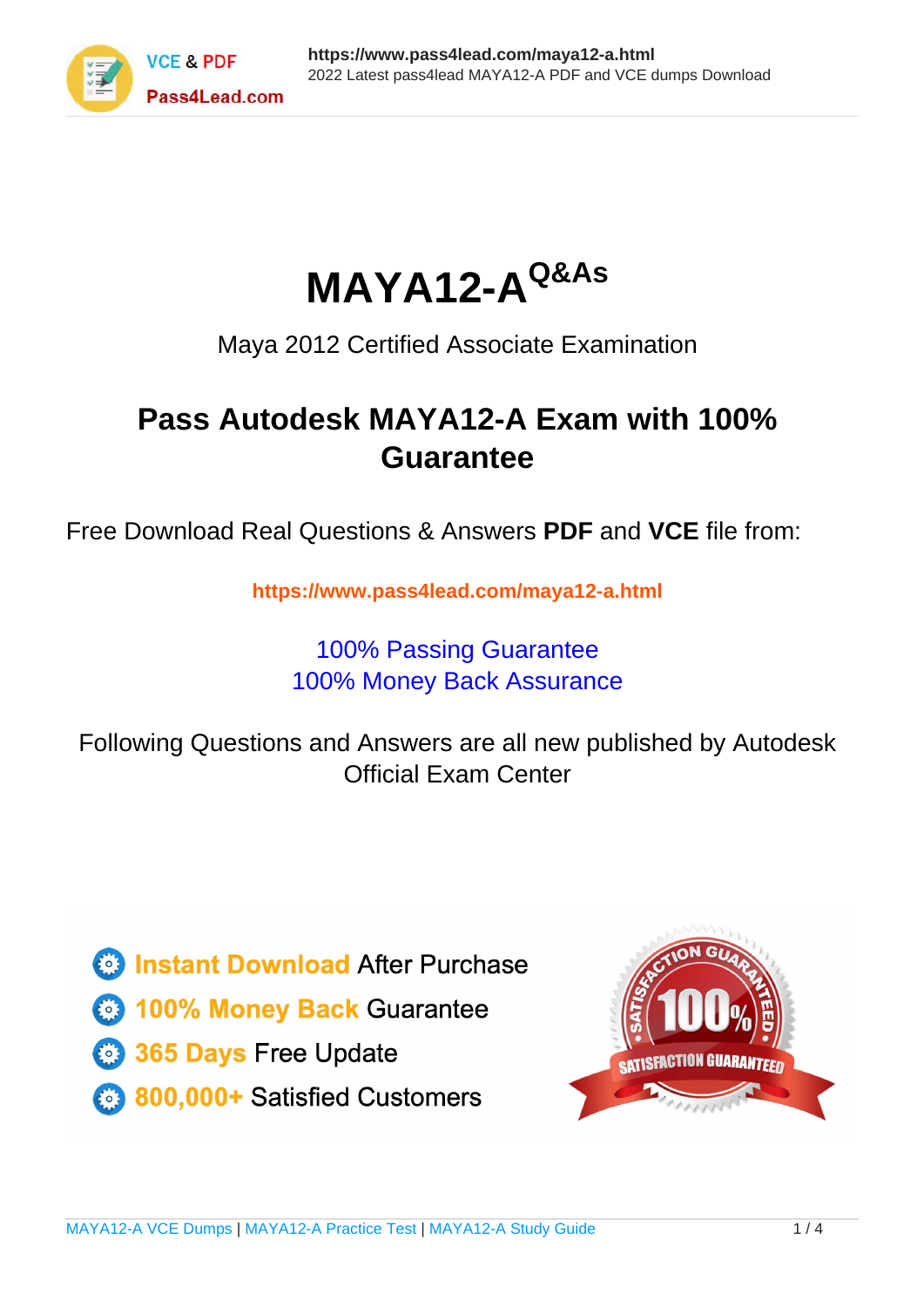# MAYA12-A$^{Q\&As}$

Maya 2012 Certified Associate Examination

## Pass Autodesk MAYA12-A Exam with 100% Guarantee

Free Download Real Questions & Answers **PDF** and **VCE** file from:

**https://www.pass4lead.com/maya12-a.html**

100% Passing Guarantee
100% Money Back Assurance

Following Questions and Answers are all new published by Autodesk Official Exam Center

- Instant Download After Purchase
- 100% Money Back Guarantee
- 365 Days Free Update
- 800,000+ Satisfied Customers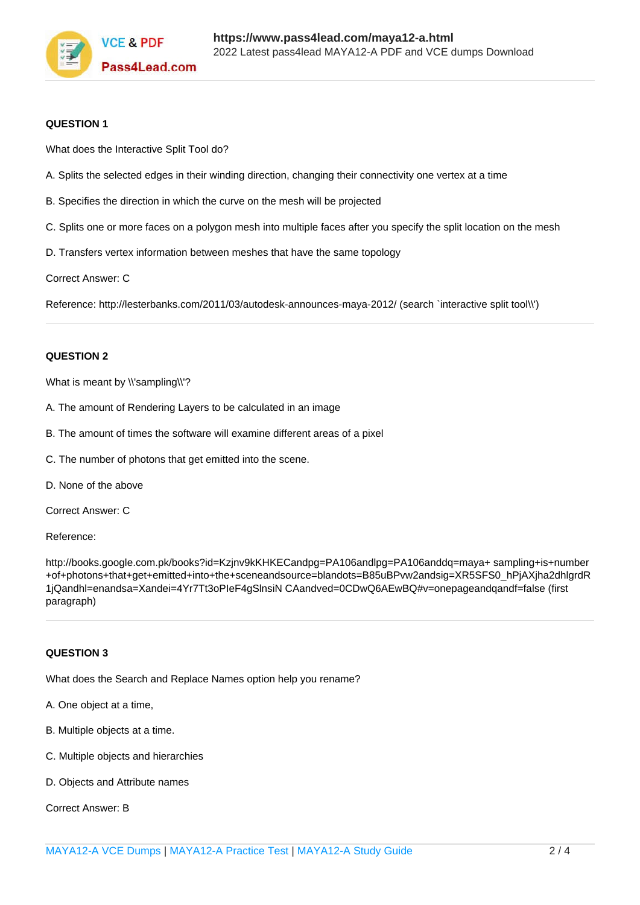**QUESTION 1**

What does the Interactive Split Tool do?

A. Splits the selected edges in their winding direction, changing their connectivity one vertex at a time

B. Specifies the direction in which the curve on the mesh will be projected

C. Splits one or more faces on a polygon mesh into multiple faces after you specify the split location on the mesh

D. Transfers vertex information between meshes that have the same topology

Correct Answer: C

Reference: http://lesterbanks.com/2011/03/autodesk-announces-maya-2012/ (search `interactive split tool\\')

**QUESTION 2**

What is meant by \\'sampling\\'?

A. The amount of Rendering Layers to be calculated in an image

B. The amount of times the software will examine different areas of a pixel

C. The number of photons that get emitted into the scene.

D. None of the above

Correct Answer: C

Reference:

http://books.google.com.pk/books?id=Kzjnv9kKHKECandpg=PA106andlpg=PA106anddq=maya+ sampling+is+number +of+photons+that+get+emitted+into+the+sceneandsource=blandots=B85uBPvw2andsig=XR5SFS0_hPjAXjha2dhlgrdR 1jQandhl=enandsa=Xandei=4Yr7Tt3oPIeF4gSlnsiN CAandved=0CDwQ6AEwBQ#v=onepageandqandf=false (first paragraph)

**QUESTION 3**

What does the Search and Replace Names option help you rename?

A. One object at a time,

B. Multiple objects at a time.

C. Multiple objects and hierarchies

D. Objects and Attribute names

Correct Answer: B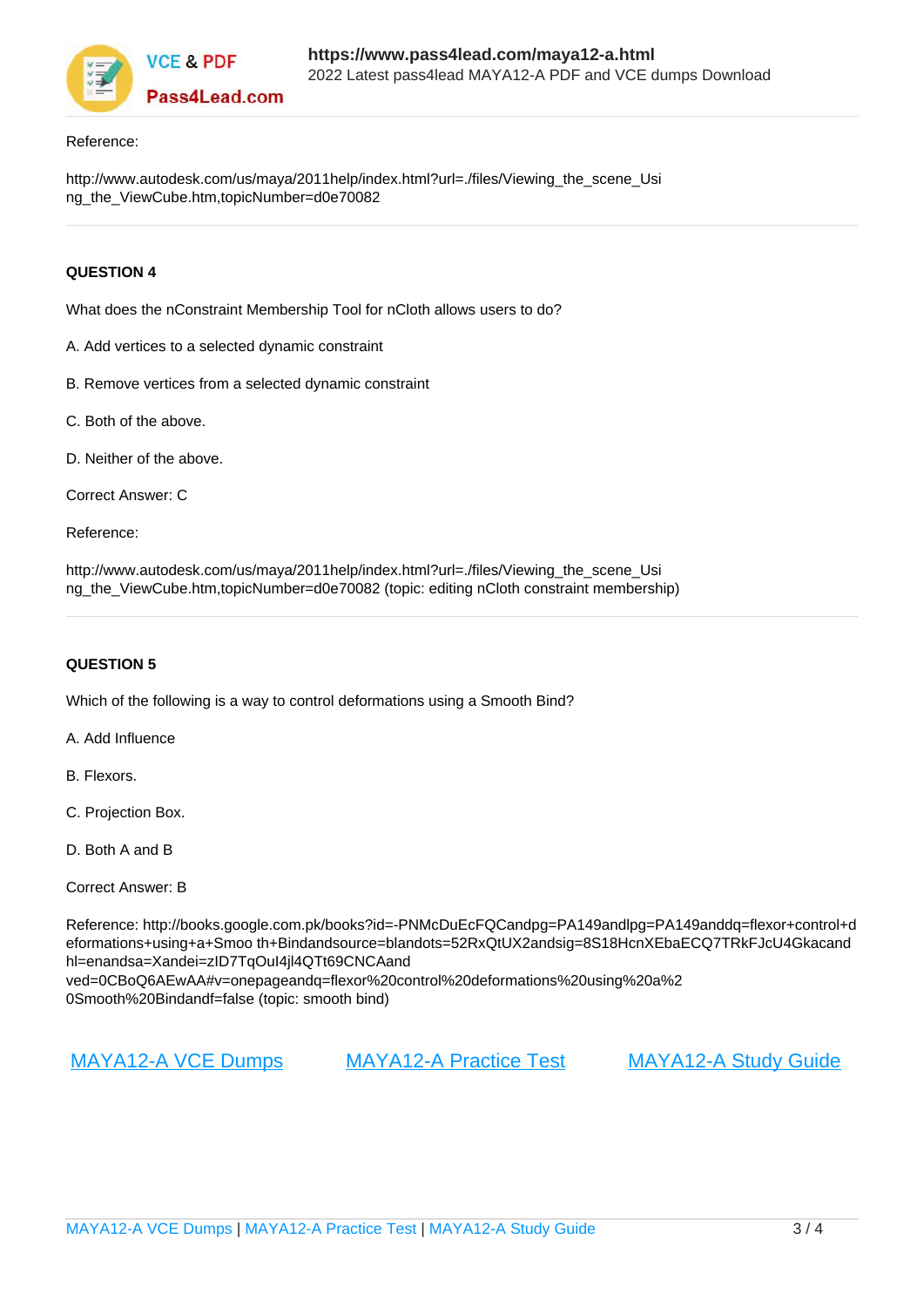Reference:

http://www.autodesk.com/us/maya/2011help/index.html?url=./files/Viewing_the_scene_Using_the_ViewCube.htm,topicNumber=d0e70082

**QUESTION 4**

What does the nConstraint Membership Tool for nCloth allows users to do?

A. Add vertices to a selected dynamic constraint

B. Remove vertices from a selected dynamic constraint

C. Both of the above.

D. Neither of the above.

Correct Answer: C

Reference:

http://www.autodesk.com/us/maya/2011help/index.html?url=./files/Viewing_the_scene_Using_the_ViewCube.htm,topicNumber=d0e70082 (topic: editing nCloth constraint membership)

**QUESTION 5**

Which of the following is a way to control deformations using a Smooth Bind?

A. Add Influence

B. Flexors.

C. Projection Box.

D. Both A and B

Correct Answer: B

Reference: http://books.google.com.pk/books?id=-PNMcDuEcFQCandpg=PA149andlpg=PA149anddq=flexor+control+deformations+using+a+Smoo th+Bindandsource=blandots=52RxQtUX2andsig=8S18HcnXEbaECQ7TRkFJcU4Gkacandhl=enandsa=Xandei=zID7TqOul4jl4QTt69CNCAand ved=0CBoQ6AEwAA#v=onepageandq=flexor%20control%20deformations%20using%20a%20Smooth%20Bindandf=false (topic: smooth bind)

MAYA12-A VCE Dumps | MAYA12-A Practice Test | MAYA12-A Study Guide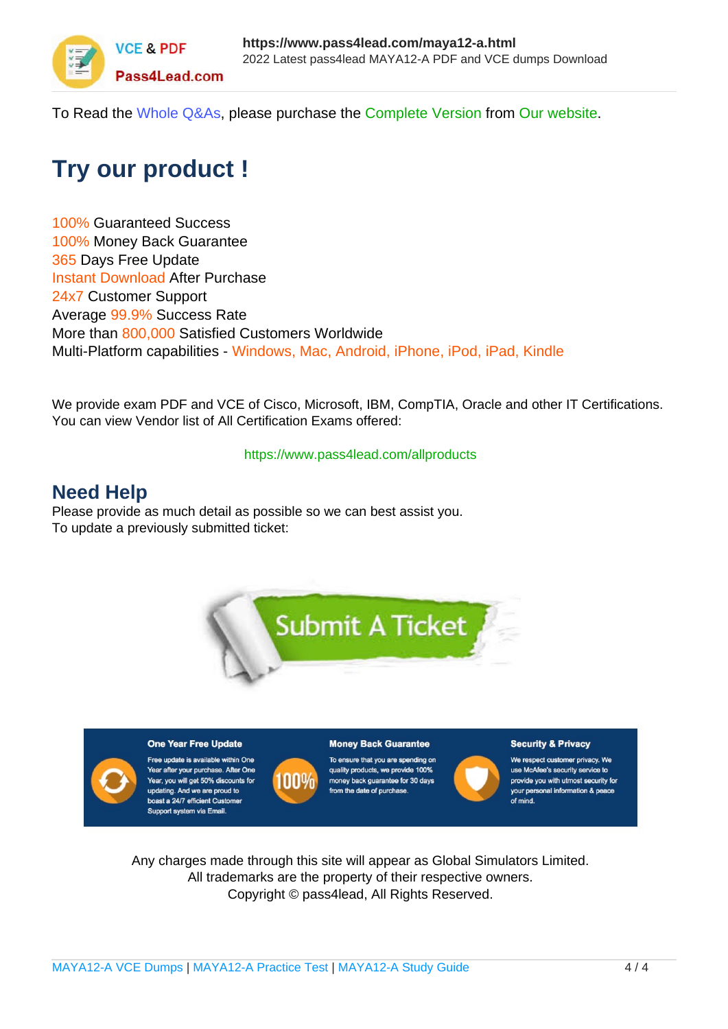To Read the Whole Q&As, please purchase the Complete Version from Our website.

# Try our product !

100% Guaranteed Success
100% Money Back Guarantee
365 Days Free Update
Instant Download After Purchase
24x7 Customer Support
Average 99.9% Success Rate
More than 800,000 Satisfied Customers Worldwide
Multi-Platform capabilities - Windows, Mac, Android, iPhone, iPod, iPad, Kindle

We provide exam PDF and VCE of Cisco, Microsoft, IBM, CompTIA, Oracle and other IT Certifications.
You can view Vendor list of All Certification Exams offered:

https://www.pass4lead.com/allproducts

## Need Help

Please provide as much detail as possible so we can best assist you.
To update a previously submitted ticket:

Submit A Ticket

**One Year Free Update**
Free update is available within One Year after your purchase. After One Year, you will get 50% discounts for updating. And we are proud to boast a 24/7 efficient Customer Support system via Email.

**Money Back Guarantee**
To ensure that you are spending on quality products, we provide 100% money back guarantee for 30 days from the date of purchase.

**Security & Privacy**
We respect customer privacy. We use McAfee's security service to provide you with utmost security for your personal information & peace of mind.

Any charges made through this site will appear as Global Simulators Limited.
All trademarks are the property of their respective owners.
Copyright © pass4lead, All Rights Reserved.